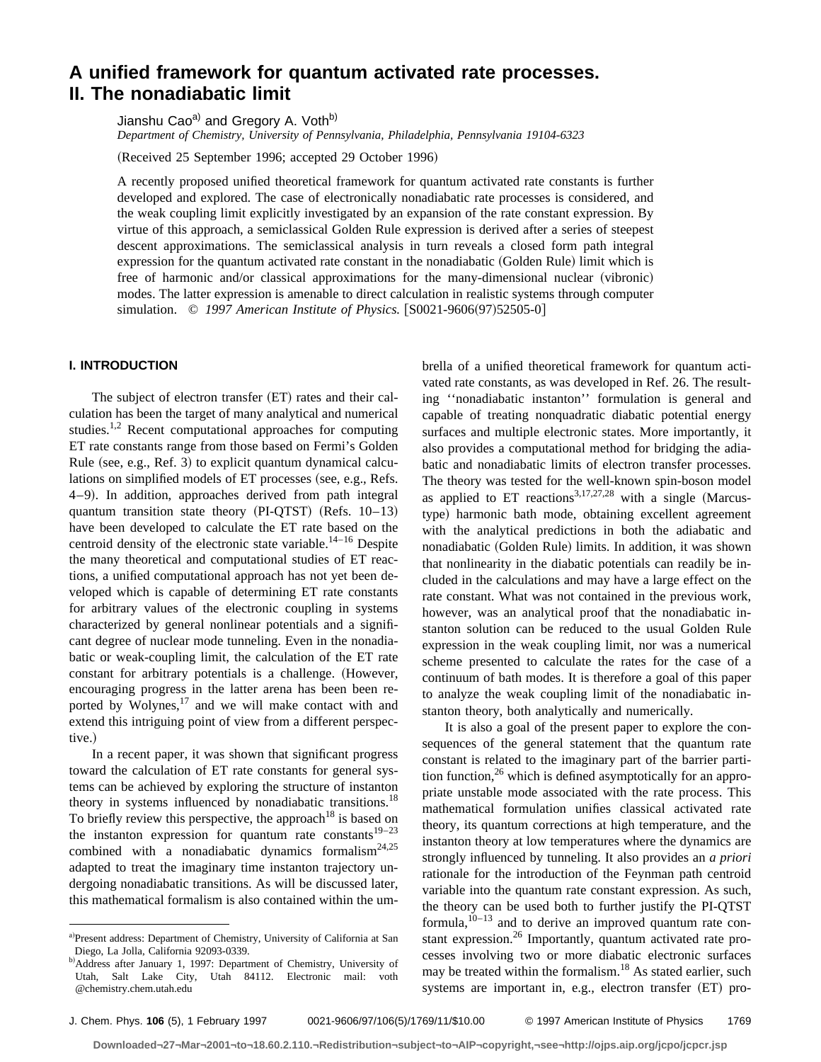# A unified framework for quantum activated rate processes. II. The nonadiabatic limit

Jianshu Cao[a] and Gregory A. Voth[b]

*Department of Chemistry, University of Pennsylvania, Philadelphia, Pennsylvania 19104-6323*

(Received 25 September 1996; accepted 29 October 1996)

A recently proposed unified theoretical framework for quantum activated rate constants is further developed and explored. The case of electronically nonadiabatic rate processes is considered, and the weak coupling limit explicitly investigated by an expansion of the rate constant expression. By virtue of this approach, a semiclassical Golden Rule expression is derived after a series of steepest descent approximations. The semiclassical analysis in turn reveals a closed form path integral expression for the quantum activated rate constant in the nonadiabatic (Golden Rule) limit which is free of harmonic and/or classical approximations for the many-dimensional nuclear (vibronic) modes. The latter expression is amenable to direct calculation in realistic systems through computer simulation. © *1997 American Institute of Physics.* [S0021-9606(97)52505-0]

## I. INTRODUCTION

The subject of electron transfer (ET) rates and their calculation has been the target of many analytical and numerical studies.[1,2] Recent computational approaches for computing ET rate constants range from those based on Fermi's Golden Rule (see, e.g., Ref. 3) to explicit quantum dynamical calculations on simplified models of ET processes (see, e.g., Refs. 4–9). In addition, approaches derived from path integral quantum transition state theory (PI-QTST) (Refs. 10–13) have been developed to calculate the ET rate based on the centroid density of the electronic state variable.[14–16] Despite the many theoretical and computational studies of ET reactions, a unified computational approach has not yet been developed which is capable of determining ET rate constants for arbitrary values of the electronic coupling in systems characterized by general nonlinear potentials and a significant degree of nuclear mode tunneling. Even in the nonadiabatic or weak-coupling limit, the calculation of the ET rate constant for arbitrary potentials is a challenge. (However, encouraging progress in the latter arena has been been reported by Wolynes,[17] and we will make contact with and extend this intriguing point of view from a different perspective.)

In a recent paper, it was shown that significant progress toward the calculation of ET rate constants for general systems can be achieved by exploring the structure of instanton theory in systems influenced by nonadiabatic transitions.[18] To briefly review this perspective, the approach[18] is based on the instanton expression for quantum rate constants[19–23] combined with a nonadiabatic dynamics formalism[24,25] adapted to treat the imaginary time instanton trajectory undergoing nonadiabatic transitions. As will be discussed later, this mathematical formalism is also contained within the umbrella of a unified theoretical framework for quantum activated rate constants, as was developed in Ref. 26. The resulting ''nonadiabatic instanton'' formulation is general and capable of treating nonquadratic diabatic potential energy surfaces and multiple electronic states. More importantly, it also provides a computational method for bridging the adiabatic and nonadiabatic limits of electron transfer processes. The theory was tested for the well-known spin-boson model as applied to ET reactions[3,17,27,28] with a single (Marcus-type) harmonic bath mode, obtaining excellent agreement with the analytical predictions in both the adiabatic and nonadiabatic (Golden Rule) limits. In addition, it was shown that nonlinearity in the diabatic potentials can readily be included in the calculations and may have a large effect on the rate constant. What was not contained in the previous work, however, was an analytical proof that the nonadiabatic instanton solution can be reduced to the usual Golden Rule expression in the weak coupling limit, nor was a numerical scheme presented to calculate the rates for the case of a continuum of bath modes. It is therefore a goal of this paper to analyze the weak coupling limit of the nonadiabatic instanton theory, both analytically and numerically.

It is also a goal of the present paper to explore the consequences of the general statement that the quantum rate constant is related to the imaginary part of the barrier partition function,[26] which is defined asymptotically for an appropriate unstable mode associated with the rate process. This mathematical formulation unifies classical activated rate theory, its quantum corrections at high temperature, and the instanton theory at low temperatures where the dynamics are strongly influenced by tunneling. It also provides an *a priori* rationale for the introduction of the Feynman path centroid variable into the quantum rate constant expression. As such, the theory can be used both to further justify the PI-QTST formula,[10–13] and to derive an improved quantum rate constant expression.[26] Importantly, quantum activated rate processes involving two or more diabatic electronic surfaces may be treated within the formalism.[18] As stated earlier, such systems are important in, e.g., electron transfer (ET) pro-

[a] Present address: Department of Chemistry, University of California at San Diego, La Jolla, California 92093-0339.

[b] Address after January 1, 1997: Department of Chemistry, University of Utah, Salt Lake City, Utah 84112. Electronic mail: voth@chemistry.chem.utah.edu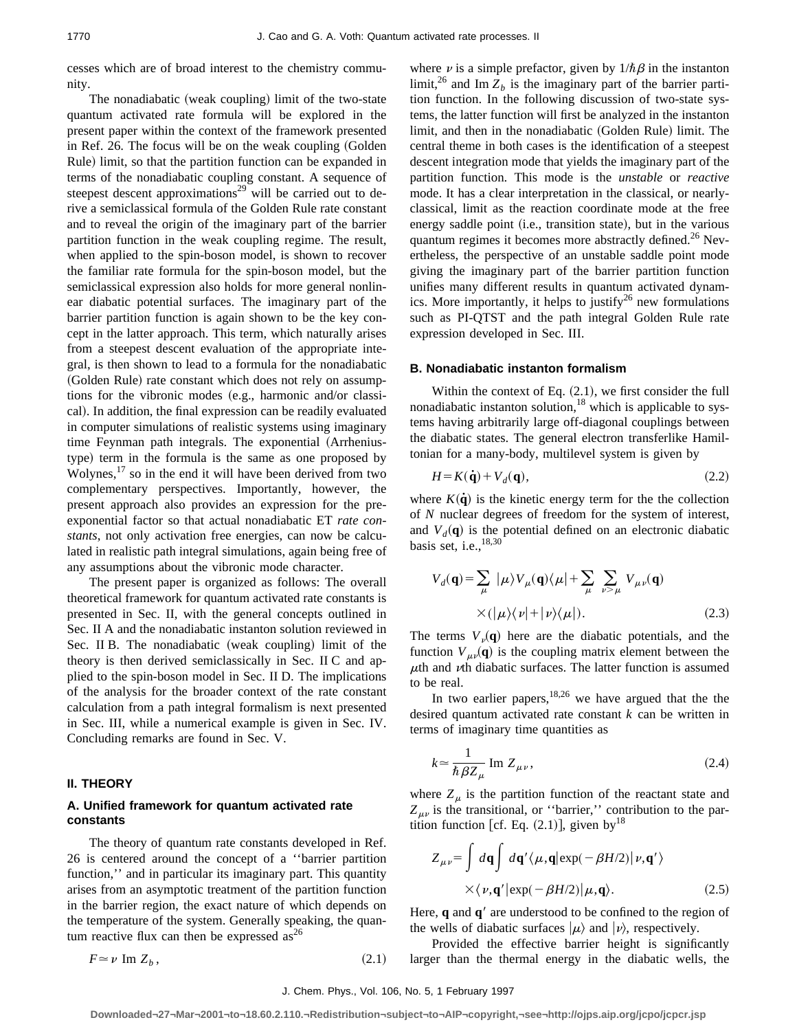cesses which are of broad interest to the chemistry community.

The nonadiabatic (weak coupling) limit of the two-state quantum activated rate formula will be explored in the present paper within the context of the framework presented in Ref. 26. The focus will be on the weak coupling (Golden Rule) limit, so that the partition function can be expanded in terms of the nonadiabatic coupling constant. A sequence of steepest descent approximations[29] will be carried out to derive a semiclassical formula of the Golden Rule rate constant and to reveal the origin of the imaginary part of the barrier partition function in the weak coupling regime. The result, when applied to the spin-boson model, is shown to recover the familiar rate formula for the spin-boson model, but the semiclassical expression also holds for more general nonlinear diabatic potential surfaces. The imaginary part of the barrier partition function is again shown to be the key concept in the latter approach. This term, which naturally arises from a steepest descent evaluation of the appropriate integral, is then shown to lead to a formula for the nonadiabatic (Golden Rule) rate constant which does not rely on assumptions for the vibronic modes (e.g., harmonic and/or classical). In addition, the final expression can be readily evaluated in computer simulations of realistic systems using imaginary time Feynman path integrals. The exponential (Arrhenius-type) term in the formula is the same as one proposed by Wolynes,[17] so in the end it will have been derived from two complementary perspectives. Importantly, however, the present approach also provides an expression for the pre-exponential factor so that actual nonadiabatic ET *rate constants*, not only activation free energies, can now be calculated in realistic path integral simulations, again being free of any assumptions about the vibronic mode character.

The present paper is organized as follows: The overall theoretical framework for quantum activated rate constants is presented in Sec. II, with the general concepts outlined in Sec. II A and the nonadiabatic instanton solution reviewed in Sec. II B. The nonadiabatic (weak coupling) limit of the theory is then derived semiclassically in Sec. II C and applied to the spin-boson model in Sec. II D. The implications of the analysis for the broader context of the rate constant calculation from a path integral formalism is next presented in Sec. III, while a numerical example is given in Sec. IV. Concluding remarks are found in Sec. V.

## II. THEORY

### A. Unified framework for quantum activated rate constants

The theory of quantum rate constants developed in Ref. 26 is centered around the concept of a ''barrier partition function,'' and in particular its imaginary part. This quantity arises from an asymptotic treatment of the partition function in the barrier region, the exact nature of which depends on the temperature of the system. Generally speaking, the quantum reactive flux can then be expressed as[26]

$$F \simeq \nu \ \mathrm{Im}\ Z_b , \tag{2.1}$$

where $\nu$ is a simple prefactor, given by $1/\hbar\beta$ in the instanton limit,[26] and Im $Z_b$ is the imaginary part of the barrier partition function. In the following discussion of two-state systems, the latter function will first be analyzed in the instanton limit, and then in the nonadiabatic (Golden Rule) limit. The central theme in both cases is the identification of a steepest descent integration mode that yields the imaginary part of the partition function. This mode is the *unstable* or *reactive* mode. It has a clear interpretation in the classical, or nearly-classical, limit as the reaction coordinate mode at the free energy saddle point (i.e., transition state), but in the various quantum regimes it becomes more abstractly defined.[26] Nevertheless, the perspective of an unstable saddle point mode giving the imaginary part of the barrier partition function unifies many different results in quantum activated dynamics. More importantly, it helps to justify[26] new formulations such as PI-QTST and the path integral Golden Rule rate expression developed in Sec. III.

### B. Nonadiabatic instanton formalism

Within the context of Eq. (2.1), we first consider the full nonadiabatic instanton solution,[18] which is applicable to systems having arbitrarily large off-diagonal couplings between the diabatic states. The general electron transferlike Hamiltonian for a many-body, multilevel system is given by

$$H = K(\dot{\mathbf{q}}) + V_d(\mathbf{q}), \tag{2.2}$$

where $K(\dot{\mathbf{q}})$ is the kinetic energy term for the the collection of $N$ nuclear degrees of freedom for the system of interest, and $V_d(\mathbf{q})$ is the potential defined on an electronic diabatic basis set, i.e.,[18,30]

$$V_d(\mathbf{q}) = \sum_{\mu} |\mu\rangle V_\mu(\mathbf{q})\langle\mu| + \sum_{\mu}\sum_{\nu>\mu} V_{\mu\nu}(\mathbf{q}) \times (|\mu\rangle\langle\nu| + |\nu\rangle\langle\mu|). \tag{2.3}$$

The terms $V_\nu(\mathbf{q})$ here are the diabatic potentials, and the function $V_{\mu\nu}(\mathbf{q})$ is the coupling matrix element between the $\mu$th and $\nu$th diabatic surfaces. The latter function is assumed to be real.

In two earlier papers,[18,26] we have argued that the the desired quantum activated rate constant $k$ can be written in terms of imaginary time quantities as

$$k \simeq \frac{1}{\hbar\beta Z_\mu}\ \mathrm{Im}\ Z_{\mu\nu}, \tag{2.4}$$

where $Z_\mu$ is the partition function of the reactant state and $Z_{\mu\nu}$ is the transitional, or ''barrier,'' contribution to the partition function [cf. Eq. (2.1)], given by[18]

$$Z_{\mu\nu} = \int d\mathbf{q} \int d\mathbf{q}' \langle \mu,\mathbf{q}|\exp(-\beta H/2)|\nu,\mathbf{q}'\rangle \times \langle \nu,\mathbf{q}'|\exp(-\beta H/2)|\mu,\mathbf{q}\rangle. \tag{2.5}$$

Here, $\mathbf{q}$ and $\mathbf{q}'$ are understood to be confined to the region of the wells of diabatic surfaces $|\mu\rangle$ and $|\nu\rangle$, respectively.

Provided the effective barrier height is significantly larger than the thermal energy in the diabatic wells, the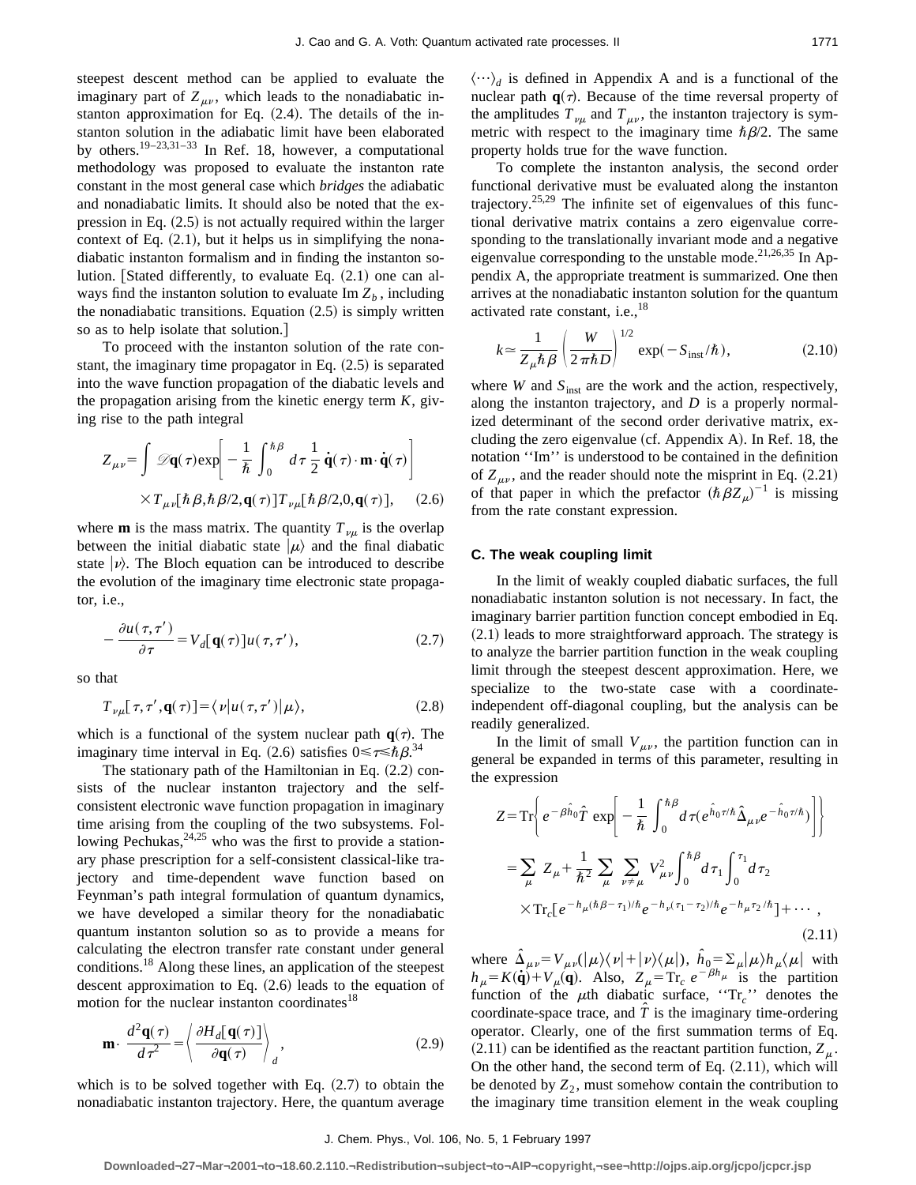steepest descent method can be applied to evaluate the imaginary part of $Z_{\mu\nu}$, which leads to the nonadiabatic instanton approximation for Eq. (2.4). The details of the instanton solution in the adiabatic limit have been elaborated by others.[19–23,31–33] In Ref. 18, however, a computational methodology was proposed to evaluate the instanton rate constant in the most general case which *bridges* the adiabatic and nonadiabatic limits. It should also be noted that the expression in Eq. (2.5) is not actually required within the larger context of Eq. (2.1), but it helps us in simplifying the nonadiabatic instanton formalism and in finding the instanton solution. [Stated differently, to evaluate Eq. (2.1) one can always find the instanton solution to evaluate Im $Z_b$, including the nonadiabatic transitions. Equation (2.5) is simply written so as to help isolate that solution.]

To proceed with the instanton solution of the rate constant, the imaginary time propagator in Eq. (2.5) is separated into the wave function propagation of the diabatic levels and the propagation arising from the kinetic energy term $K$, giving rise to the path integral

$$Z_{\mu\nu}=\int \mathscr{D}\mathbf{q}(\tau)\exp\left[-\frac{1}{\hbar}\int_0^{\hbar\beta}d\tau\,\frac{1}{2}\,\dot{\mathbf{q}}(\tau)\cdot\mathbf{m}\cdot\dot{\mathbf{q}}(\tau)\right]$$
$$\times T_{\mu\nu}[\hbar\beta,\hbar\beta/2,\mathbf{q}(\tau)]T_{\nu\mu}[\hbar\beta/2,0,\mathbf{q}(\tau)], \quad (2.6)$$

where $\mathbf{m}$ is the mass matrix. The quantity $T_{\nu\mu}$ is the overlap between the initial diabatic state $|\mu\rangle$ and the final diabatic state $|\nu\rangle$. The Bloch equation can be introduced to describe the evolution of the imaginary time electronic state propagator, i.e.,

$$-\frac{\partial u(\tau,\tau')}{\partial\tau}=V_d[\mathbf{q}(\tau)]u(\tau,\tau'), \quad (2.7)$$

so that

$$T_{\nu\mu}[\tau,\tau',\mathbf{q}(\tau)]=\langle\nu|u(\tau,\tau')|\mu\rangle, \quad (2.8)$$

which is a functional of the system nuclear path $\mathbf{q}(\tau)$. The imaginary time interval in Eq. (2.6) satisfies $0\leqslant\tau\leqslant\hbar\beta$.[34]

The stationary path of the Hamiltonian in Eq. (2.2) consists of the nuclear instanton trajectory and the self-consistent electronic wave function propagation in imaginary time arising from the coupling of the two subsystems. Following Pechukas,[24,25] who was the first to provide a stationary phase prescription for a self-consistent classical-like trajectory and time-dependent wave function based on Feynman's path integral formulation of quantum dynamics, we have developed a similar theory for the nonadiabatic quantum instanton solution so as to provide a means for calculating the electron transfer rate constant under general conditions.[18] Along these lines, an application of the steepest descent approximation to Eq. (2.6) leads to the equation of motion for the nuclear instanton coordinates[18]

$$\mathbf{m}\cdot\frac{d^2\mathbf{q}(\tau)}{d\tau^2}=\left\langle\frac{\partial H_d[\mathbf{q}(\tau)]}{\partial\mathbf{q}(\tau)}\right\rangle_d, \quad (2.9)$$

which is to be solved together with Eq. (2.7) to obtain the nonadiabatic instanton trajectory. Here, the quantum average $\langle\cdots\rangle_d$ is defined in Appendix A and is a functional of the nuclear path $\mathbf{q}(\tau)$. Because of the time reversal property of the amplitudes $T_{\nu\mu}$ and $T_{\mu\nu}$, the instanton trajectory is symmetric with respect to the imaginary time $\hbar\beta/2$. The same property holds true for the wave function.

To complete the instanton analysis, the second order functional derivative must be evaluated along the instanton trajectory.[25,29] The infinite set of eigenvalues of this functional derivative matrix contains a zero eigenvalue corresponding to the translationally invariant mode and a negative eigenvalue corresponding to the unstable mode.[21,26,35] In Appendix A, the appropriate treatment is summarized. One then arrives at the nonadiabatic instanton solution for the quantum activated rate constant, i.e.,[18]

$$k\simeq\frac{1}{Z_\mu\hbar\beta}\left(\frac{W}{2\pi\hbar D}\right)^{1/2}\exp(-S_{\rm inst}/\hbar), \quad (2.10)$$

where $W$ and $S_{\rm inst}$ are the work and the action, respectively, along the instanton trajectory, and $D$ is a properly normalized determinant of the second order derivative matrix, excluding the zero eigenvalue (cf. Appendix A). In Ref. 18, the notation "Im" is understood to be contained in the definition of $Z_{\mu\nu}$, and the reader should note the misprint in Eq. (2.21) of that paper in which the prefactor $(\hbar\beta Z_\mu)^{-1}$ is missing from the rate constant expression.

### C. The weak coupling limit

In the limit of weakly coupled diabatic surfaces, the full nonadiabatic instanton solution is not necessary. In fact, the imaginary barrier partition function concept embodied in Eq. (2.1) leads to more straightforward approach. The strategy is to analyze the barrier partition function in the weak coupling limit through the steepest descent approximation. Here, we specialize to the two-state case with a coordinate-independent off-diagonal coupling, but the analysis can be readily generalized.

In the limit of small $V_{\mu\nu}$, the partition function can in general be expanded in terms of this parameter, resulting in the expression

$$Z=\mathrm{Tr}\left\{e^{-\beta\hat{h}_0}\hat{T}\,\exp\left[-\frac{1}{\hbar}\int_0^{\hbar\beta}d\tau(e^{\hat{h}_0\tau/\hbar}\hat{\Delta}_{\mu\nu}e^{-\hat{h}_0\tau/\hbar})\right]\right\}$$
$$=\sum_\mu Z_\mu+\frac{1}{\hbar^2}\sum_\mu\sum_{\nu\neq\mu}V_{\mu\nu}^2\int_0^{\hbar\beta}d\tau_1\int_0^{\tau_1}d\tau_2$$
$$\times\mathrm{Tr}_c[e^{-h_\mu(\hbar\beta-\tau_1)/\hbar}e^{-h_\nu(\tau_1-\tau_2)/\hbar}e^{-h_\mu\tau_2/\hbar}]+\cdots, \quad (2.11)$$

where $\hat{\Delta}_{\mu\nu}=V_{\mu\nu}(|\mu\rangle\langle\nu|+|\nu\rangle\langle\mu|)$, $\hat{h}_0=\Sigma_\mu|\mu\rangle h_\mu\langle\mu|$ with $h_\mu=K(\dot{\mathbf{q}})+V_\mu(\mathbf{q})$. Also, $Z_\mu=\mathrm{Tr}_c\,e^{-\beta h_\mu}$ is the partition function of the $\mu$th diabatic surface, "$\mathrm{Tr}_c$" denotes the coordinate-space trace, and $\hat{T}$ is the imaginary time-ordering operator. Clearly, one of the first summation terms of Eq. (2.11) can be identified as the reactant partition function, $Z_\mu$. On the other hand, the second term of Eq. (2.11), which will be denoted by $Z_2$, must somehow contain the contribution to the imaginary time transition element in the weak coupling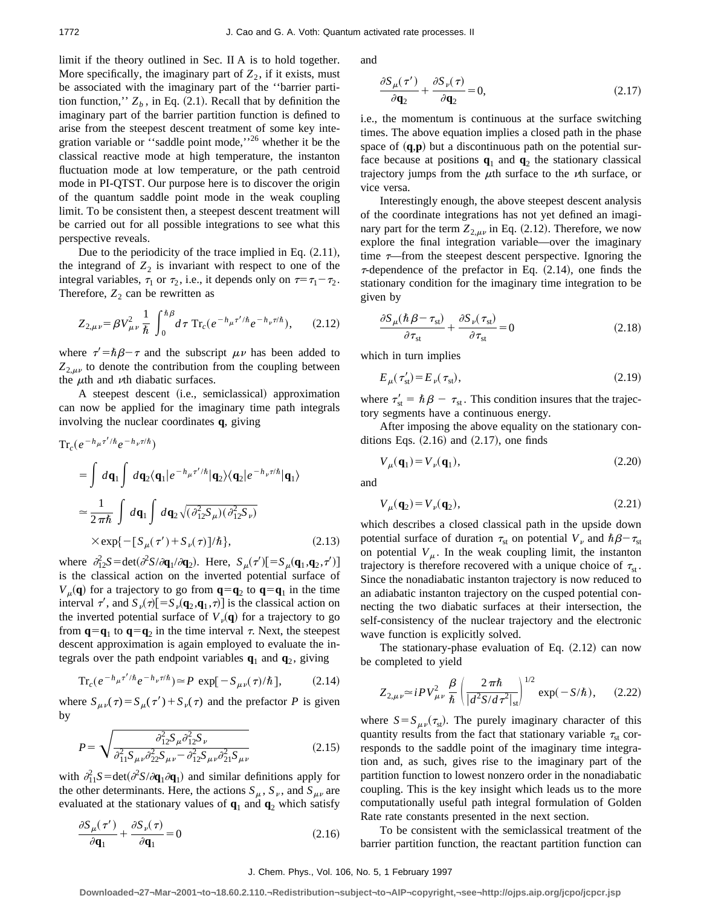limit if the theory outlined in Sec. II A is to hold together. More specifically, the imaginary part of $Z_2$, if it exists, must be associated with the imaginary part of the ''barrier partition function,'' $Z_b$, in Eq. (2.1). Recall that by definition the imaginary part of the barrier partition function is defined to arise from the steepest descent treatment of some key integration variable or ''saddle point mode,''[26] whether it be the classical reactive mode at high temperature, the instanton fluctuation mode at low temperature, or the path centroid mode in PI-QTST. Our purpose here is to discover the origin of the quantum saddle point mode in the weak coupling limit. To be consistent then, a steepest descent treatment will be carried out for all possible integrations to see what this perspective reveals.

Due to the periodicity of the trace implied in Eq. (2.11), the integrand of $Z_2$ is invariant with respect to one of the integral variables, $\tau_1$ or $\tau_2$, i.e., it depends only on $\tau=\tau_1-\tau_2$. Therefore, $Z_2$ can be rewritten as

$$Z_{2,\mu\nu}=\beta V_{\mu\nu}^2 \frac{1}{\hbar}\int_0^{\hbar\beta} d\tau \, \mathrm{Tr}_c(e^{-h_\mu \tau'/\hbar} e^{-h_\nu \tau/\hbar}), \tag{2.12}$$

where $\tau'=\hbar\beta-\tau$ and the subscript $\mu\nu$ has been added to $Z_{2,\mu\nu}$ to denote the contribution from the coupling between the $\mu$th and $\nu$th diabatic surfaces.

A steepest descent (i.e., semiclassical) approximation can now be applied for the imaginary time path integrals involving the nuclear coordinates $\mathbf{q}$, giving

$$\begin{aligned}
\mathrm{Tr}_c(e^{-h_\mu \tau'/\hbar} e^{-h_\nu \tau/\hbar})
&= \int d\mathbf{q}_1 \int d\mathbf{q}_2 \langle \mathbf{q}_1 | e^{-h_\mu \tau'/\hbar} | \mathbf{q}_2\rangle \langle \mathbf{q}_2 | e^{-h_\nu \tau/\hbar} | \mathbf{q}_1 \rangle \\
&\simeq \frac{1}{2\pi\hbar} \int d\mathbf{q}_1 \int d\mathbf{q}_2 \sqrt{(\partial_{12}^2 S_\mu)(\partial_{12}^2 S_\nu)} \\
&\quad \times \exp\{-[S_\mu(\tau')+S_\nu(\tau)]/\hbar\},
\end{aligned} \tag{2.13}$$

where $\partial_{12}^2 S = \det(\partial^2 S/\partial \mathbf{q}_1 / \partial \mathbf{q}_2)$. Here, $S_\mu(\tau')[=S_\mu(\mathbf{q}_1,\mathbf{q}_2,\tau')]$ is the classical action on the inverted potential surface of $V_\mu(\mathbf{q})$ for a trajectory to go from $\mathbf{q}=\mathbf{q}_2$ to $\mathbf{q}=\mathbf{q}_1$ in the time interval $\tau'$, and $S_\nu(\tau)[=S_\nu(\mathbf{q}_2,\mathbf{q}_1,\tau)]$ is the classical action on the inverted potential surface of $V_\nu(\mathbf{q})$ for a trajectory to go from $\mathbf{q}=\mathbf{q}_1$ to $\mathbf{q}=\mathbf{q}_2$ in the time interval $\tau$. Next, the steepest descent approximation is again employed to evaluate the integrals over the path endpoint variables $\mathbf{q}_1$ and $\mathbf{q}_2$, giving

$$\mathrm{Tr}_c(e^{-h_\mu \tau'/\hbar} e^{-h_\nu \tau/\hbar}) \simeq P \exp[-S_{\mu\nu}(\tau)/\hbar], \tag{2.14}$$

where $S_{\mu\nu}(\tau)=S_\mu(\tau')+S_\nu(\tau)$ and the prefactor $P$ is given by

$$P=\sqrt{\frac{\partial_{12}^2 S_\mu \partial_{12}^2 S_\nu}{\partial_{11}^2 S_{\mu\nu}\partial_{22}^2 S_{\mu\nu}-\partial_{12}^2 S_{\mu\nu}\partial_{21}^2 S_{\mu\nu}}} \tag{2.15}$$

with $\partial_{11}^2 S=\det(\partial^2 S/\partial \mathbf{q}_1 \partial \mathbf{q}_1)$ and similar definitions apply for the other determinants. Here, the actions $S_\mu$, $S_\nu$, and $S_{\mu\nu}$ are evaluated at the stationary values of $\mathbf{q}_1$ and $\mathbf{q}_2$ which satisfy

$$\frac{\partial S_\mu(\tau')}{\partial \mathbf{q}_1}+\frac{\partial S_\nu(\tau)}{\partial \mathbf{q}_1}=0 \tag{2.16}$$

and

$$\frac{\partial S_\mu(\tau')}{\partial \mathbf{q}_2}+\frac{\partial S_\nu(\tau)}{\partial \mathbf{q}_2}=0, \tag{2.17}$$

i.e., the momentum is continuous at the surface switching times. The above equation implies a closed path in the phase space of $(\mathbf{q},\mathbf{p})$ but a discontinuous path on the potential surface because at positions $\mathbf{q}_1$ and $\mathbf{q}_2$ the stationary classical trajectory jumps from the $\mu$th surface to the $\nu$th surface, or vice versa.

Interestingly enough, the above steepest descent analysis of the coordinate integrations has not yet defined an imaginary part for the term $Z_{2,\mu\nu}$ in Eq. (2.12). Therefore, we now explore the final integration variable—over the imaginary time $\tau$—from the steepest descent perspective. Ignoring the $\tau$-dependence of the prefactor in Eq. (2.14), one finds the stationary condition for the imaginary time integration to be given by

$$\frac{\partial S_\mu(\hbar\beta-\tau_{\mathrm{st}})}{\partial \tau_{\mathrm{st}}}+\frac{\partial S_\nu(\tau_{\mathrm{st}})}{\partial \tau_{\mathrm{st}}}=0 \tag{2.18}$$

which in turn implies

$$E_\mu(\tau_{\mathrm{st}}')=E_\nu(\tau_{\mathrm{st}}), \tag{2.19}$$

where $\tau_{\mathrm{st}}'=\hbar\beta-\tau_{\mathrm{st}}$. This condition insures that the trajectory segments have a continuous energy.

After imposing the above equality on the stationary conditions Eqs. (2.16) and (2.17), one finds

$$V_\mu(\mathbf{q}_1)=V_\nu(\mathbf{q}_1), \tag{2.20}$$

and

$$V_\mu(\mathbf{q}_2)=V_\nu(\mathbf{q}_2), \tag{2.21}$$

which describes a closed classical path in the upside down potential surface of duration $\tau_{\mathrm{st}}$ on potential $V_\nu$ and $\hbar\beta-\tau_{\mathrm{st}}$ on potential $V_\mu$. In the weak coupling limit, the instanton trajectory is therefore recovered with a unique choice of $\tau_{\mathrm{st}}$. Since the nonadiabatic instanton trajectory is now reduced to an adiabatic instanton trajectory on the cusped potential connecting the two diabatic surfaces at their intersection, the self-consistency of the nuclear trajectory and the electronic wave function is explicitly solved.

The stationary-phase evaluation of Eq. (2.12) can now be completed to yield

$$Z_{2,\mu\nu}\simeq iPV_{\mu\nu}^2 \frac{\beta}{\hbar}\left(\frac{2\pi\hbar}{|d^2S/d\tau^2|_{\mathrm{st}}}\right)^{1/2} \exp(-S/\hbar), \tag{2.22}$$

where $S=S_{\mu\nu}(\tau_{\mathrm{st}})$. The purely imaginary character of this quantity results from the fact that stationary variable $\tau_{\mathrm{st}}$ corresponds to the saddle point of the imaginary time integration and, as such, gives rise to the imaginary part of the partition function to lowest nonzero order in the nonadiabatic coupling. This is the key insight which leads us to the more computationally useful path integral formulation of Golden Rate rate constants presented in the next section.

To be consistent with the semiclassical treatment of the barrier partition function, the reactant partition function can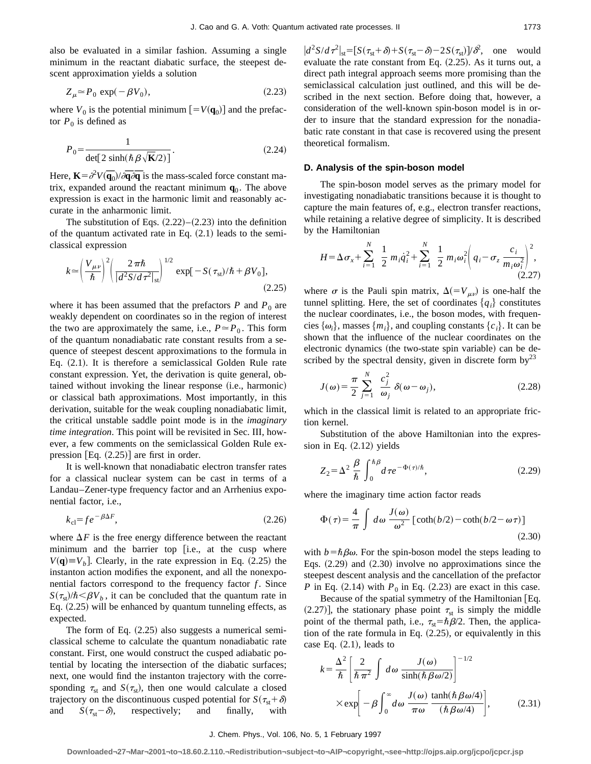also be evaluated in a similar fashion. Assuming a single minimum in the reactant diabatic surface, the steepest descent approximation yields a solution

$$Z_\mu \simeq P_0 \exp(-\beta V_0), \tag{2.23}$$

where $V_0$ is the potential minimum $[=V(\mathbf{q}_0)]$ and the prefactor $P_0$ is defined as

$$P_0 = \frac{1}{\det[2\sinh(\hbar\beta\sqrt{\mathbf{K}}/2)]}. \tag{2.24}$$

Here, $\mathbf{K}=\partial^2 V(\overline{\mathbf{q}_0})/\partial\overline{\mathbf{q}}\partial\overline{\mathbf{q}}$ is the mass-scaled force constant matrix, expanded around the reactant minimum $\mathbf{q}_0$. The above expression is exact in the harmonic limit and reasonably accurate in the anharmonic limit.

The substitution of Eqs. (2.22)–(2.23) into the definition of the quantum activated rate in Eq. (2.1) leads to the semiclassical expression

$$k \simeq \left(\frac{V_{\mu\nu}}{\hbar}\right)^2 \left(\frac{2\pi\hbar}{|d^2S/d\tau^2|_{\rm st}}\right)^{1/2} \exp[-S(\tau_{\rm st})/\hbar + \beta V_0], \tag{2.25}$$

where it has been assumed that the prefactors $P$ and $P_0$ are weakly dependent on coordinates so in the region of interest the two are approximately the same, i.e., $P\simeq P_0$. This form of the quantum nonadiabatic rate constant results from a sequence of steepest descent approximations to the formula in Eq. (2.1). It is therefore a semiclassical Golden Rule rate constant expression. Yet, the derivation is quite general, obtained without invoking the linear response (i.e., harmonic) or classical bath approximations. Most importantly, in this derivation, suitable for the weak coupling nonadiabatic limit, the critical unstable saddle point mode is in the *imaginary time integration*. This point will be revisited in Sec. III, however, a few comments on the semiclassical Golden Rule expression [Eq. (2.25)] are first in order.

It is well-known that nonadiabatic electron transfer rates for a classical nuclear system can be cast in terms of a Landau–Zener-type frequency factor and an Arrhenius exponential factor, i.e.,

$$k_{\rm cl} = f e^{-\beta\Delta F}, \tag{2.26}$$

where $\Delta F$ is the free energy difference between the reactant minimum and the barrier top [i.e., at the cusp where $V(\mathbf{q})\equiv V_b$]. Clearly, in the rate expression in Eq. (2.25) the instanton action modifies the exponent, and all the nonexponential factors correspond to the frequency factor $f$. Since $S(\tau_{\rm st})/\hbar < \beta V_b$, it can be concluded that the quantum rate in Eq. (2.25) will be enhanced by quantum tunneling effects, as expected.

The form of Eq. (2.25) also suggests a numerical semiclassical scheme to calculate the quantum nonadiabatic rate constant. First, one would construct the cusped adiabatic potential by locating the intersection of the diabatic surfaces; next, one would find the instanton trajectory with the corresponding $\tau_{\rm st}$ and $S(\tau_{\rm st})$, then one would calculate a closed trajectory on the discontinuous cusped potential for $S(\tau_{\rm st}+\delta)$ and $S(\tau_{\rm st}-\delta)$, respectively; and finally, with $|d^2S/d\tau^2|_{\rm st} = [S(\tau_{\rm st}+\delta)+S(\tau_{\rm st}-\delta)-2S(\tau_{\rm st})]/\delta^2$, one would evaluate the rate constant from Eq. (2.25). As it turns out, a direct path integral approach seems more promising than the semiclassical calculation just outlined, and this will be described in the next section. Before doing that, however, a consideration of the well-known spin-boson model is in order to insure that the standard expression for the nonadiabatic rate constant in that case is recovered using the present theoretical formalism.

### D. Analysis of the spin-boson model

The spin-boson model serves as the primary model for investigating nonadiabatic transitions because it is thought to capture the main features of, e.g., electron transfer reactions, while retaining a relative degree of simplicity. It is described by the Hamiltonian

$$H = \Delta\sigma_x + \sum_{i=1}^{N} \frac{1}{2} m_i \dot{q}_i^2 + \sum_{i=1}^{N} \frac{1}{2} m_i \omega_i^2 \left(q_i - \sigma_z \frac{c_i}{m_i\omega_i^2}\right)^2, \tag{2.27}$$

where $\sigma$ is the Pauli spin matrix, $\Delta(=V_{\mu\nu})$ is one-half the tunnel splitting. Here, the set of coordinates $\{q_i\}$ constitutes the nuclear coordinates, i.e., the boson modes, with frequencies $\{\omega_i\}$, masses $\{m_i\}$, and coupling constants $\{c_i\}$. It can be shown that the influence of the nuclear coordinates on the electronic dynamics (the two-state spin variable) can be described by the spectral density, given in discrete form by[23]

$$J(\omega) = \frac{\pi}{2} \sum_{j=1}^{N} \frac{c_j^2}{\omega_j} \delta(\omega-\omega_j), \tag{2.28}$$

which in the classical limit is related to an appropriate friction kernel.

Substitution of the above Hamiltonian into the expression in Eq. (2.12) yields

$$Z_2 = \Delta^2 \frac{\beta}{\hbar} \int_0^{\hbar\beta} d\tau e^{-\Phi(\tau)/\hbar}, \tag{2.29}$$

where the imaginary time action factor reads

$$\Phi(\tau) = \frac{4}{\pi} \int d\omega \frac{J(\omega)}{\omega^2} [\coth(b/2) - \coth(b/2-\omega\tau)] \tag{2.30}$$

with $b=\hbar\beta\omega$. For the spin-boson model the steps leading to Eqs. (2.29) and (2.30) involve no approximations since the steepest descent analysis and the cancellation of the prefactor $P$ in Eq. (2.14) with $P_0$ in Eq. (2.23) are exact in this case.

Because of the spatial symmetry of the Hamiltonian [Eq. (2.27)], the stationary phase point $\tau_{\rm st}$ is simply the middle point of the thermal path, i.e., $\tau_{\rm st}=\hbar\beta/2$. Then, the application of the rate formula in Eq. (2.25), or equivalently in this case Eq. (2.1), leads to

$$k = \frac{\Delta^2}{\hbar} \left[\frac{2}{\hbar\pi^2} \int d\omega \frac{J(\omega)}{\sinh(\hbar\beta\omega/2)}\right]^{-1/2} \times \exp\left[-\beta \int_0^\infty d\omega \frac{J(\omega)}{\pi\omega} \frac{\tanh(\hbar\beta\omega/4)}{(\hbar\beta\omega/4)}\right], \tag{2.31}$$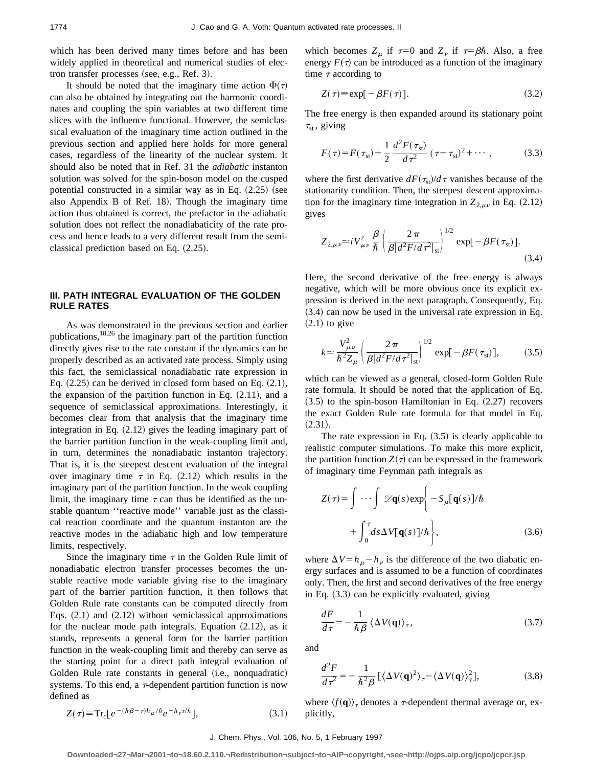which has been derived many times before and has been widely applied in theoretical and numerical studies of electron transfer processes (see, e.g., Ref. 3).

It should be noted that the imaginary time action $\Phi(\tau)$ can also be obtained by integrating out the harmonic coordinates and coupling the spin variables at two different time slices with the influence functional. However, the semiclassical evaluation of the imaginary time action outlined in the previous section and applied here holds for more general cases, regardless of the linearity of the nuclear system. It should also be noted that in Ref. 31 the *adiabatic* instanton solution was solved for the spin-boson model on the cusped potential constructed in a similar way as in Eq. (2.25) (see also Appendix B of Ref. 18). Though the imaginary time action thus obtained is correct, the prefactor in the adiabatic solution does not reflect the nonadiabaticity of the rate process and hence leads to a very different result from the semiclassical prediction based on Eq. (2.25).

## III. PATH INTEGRAL EVALUATION OF THE GOLDEN RULE RATES

As was demonstrated in the previous section and earlier publications,[18,26] the imaginary part of the partition function directly gives rise to the rate constant if the dynamics can be properly described as an activated rate process. Simply using this fact, the semiclassical nonadiabatic rate expression in Eq. (2.25) can be derived in closed form based on Eq. (2.1), the expansion of the partition function in Eq. (2.11), and a sequence of semiclassical approximations. Interestingly, it becomes clear from that analysis that the imaginary time integration in Eq. (2.12) gives the leading imaginary part of the barrier partition function in the weak-coupling limit and, in turn, determines the nonadiabatic instanton trajectory. That is, it is the steepest descent evaluation of the integral over imaginary time $\tau$ in Eq. (2.12) which results in the imaginary part of the partition function. In the weak coupling limit, the imaginary time $\tau$ can thus be identified as the unstable quantum ''reactive mode'' variable just as the classical reaction coordinate and the quantum instanton are the reactive modes in the adiabatic high and low temperature limits, respectively.

Since the imaginary time $\tau$ in the Golden Rule limit of nonadiabatic electron transfer processes becomes the unstable reactive mode variable giving rise to the imaginary part of the barrier partition function, it then follows that Golden Rule rate constants can be computed directly from Eqs. (2.1) and (2.12) without semiclassical approximations for the nuclear mode path integrals. Equation (2.12), as it stands, represents a general form for the barrier partition function in the weak-coupling limit and thereby can serve as the starting point for a direct path integral evaluation of Golden Rule rate constants in general (i.e., nonquadratic) systems. To this end, a $\tau$-dependent partition function is now defined as

$$Z(\tau) \equiv \mathrm{Tr}_c[e^{-(\hbar\beta-\tau)h_\mu/\hbar}e^{-h_\nu\tau/\hbar}], \tag{3.1}$$

which becomes $Z_\mu$ if $\tau=0$ and $Z_\nu$ if $\tau=\beta\hbar$. Also, a free energy $F(\tau)$ can be introduced as a function of the imaginary time $\tau$ according to

$$Z(\tau) \equiv \exp[-\beta F(\tau)]. \tag{3.2}$$

The free energy is then expanded around its stationary point $\tau_{\mathrm{st}}$, giving

$$F(\tau) = F(\tau_{\mathrm{st}}) + \frac{1}{2}\,\frac{d^2F(\tau_{\mathrm{st}})}{d\tau^2}\,(\tau-\tau_{\mathrm{st}})^2 + \cdots, \tag{3.3}$$

where the first derivative $dF(\tau_{\mathrm{st}})/d\tau$ vanishes because of the stationary condition. Then, the steepest descent approximation for the imaginary time integration in $Z_{2,\mu\nu}$ in Eq. (2.12) gives

$$Z_{2,\mu\nu} \simeq iV_{\mu\nu}^2\,\frac{\beta}{\hbar}\left(\frac{2\pi}{\beta|d^2F/d\tau^2|_{\mathrm{st}}}\right)^{1/2}\exp[-\beta F(\tau_{\mathrm{st}})]. \tag{3.4}$$

Here, the second derivative of the free energy is always negative, which will be more obvious once its explicit expression is derived in the next paragraph. Consequently, Eq. (3.4) can now be used in the universal rate expression in Eq. (2.1) to give

$$k \simeq \frac{V_{\mu\nu}^2}{\hbar^2 Z_\mu}\left(\frac{2\pi}{\beta|d^2F/d\tau^2|_{\mathrm{st}}}\right)^{1/2}\exp[-\beta F(\tau_{\mathrm{st}})], \tag{3.5}$$

which can be viewed as a general, closed-form Golden Rule rate formula. It should be noted that the application of Eq. (3.5) to the spin-boson Hamiltonian in Eq. (2.27) recovers the exact Golden Rule rate formula for that model in Eq. (2.31).

The rate expression in Eq. (3.5) is clearly applicable to realistic computer simulations. To make this more explicit, the partition function $Z(\tau)$ can be expressed in the framework of imaginary time Feynman path integrals as

$$Z(\tau) = \int \cdots \int \mathscr{D}\mathbf{q}(s)\exp\left\{-S_\mu[\mathbf{q}(s)]/\hbar + \int_0^\tau ds\,\Delta V[\mathbf{q}(s)]/\hbar\right\}, \tag{3.6}$$

where $\Delta V = h_\mu - h_\nu$ is the difference of the two diabatic energy surfaces and is assumed to be a function of coordinates only. Then, the first and second derivatives of the free energy in Eq. (3.3) can be explicitly evaluated, giving

$$\frac{dF}{d\tau} = -\frac{1}{\hbar\beta}\langle\Delta V(\mathbf{q})\rangle_\tau, \tag{3.7}$$

and

$$\frac{d^2F}{d\tau^2} = -\frac{1}{\hbar^2\beta}[\langle\Delta V(\mathbf{q})^2\rangle_\tau - \langle\Delta V(\mathbf{q})\rangle_\tau^2], \tag{3.8}$$

where $\langle f(\mathbf{q})\rangle_\tau$ denotes a $\tau$-dependent thermal average or, explicitly,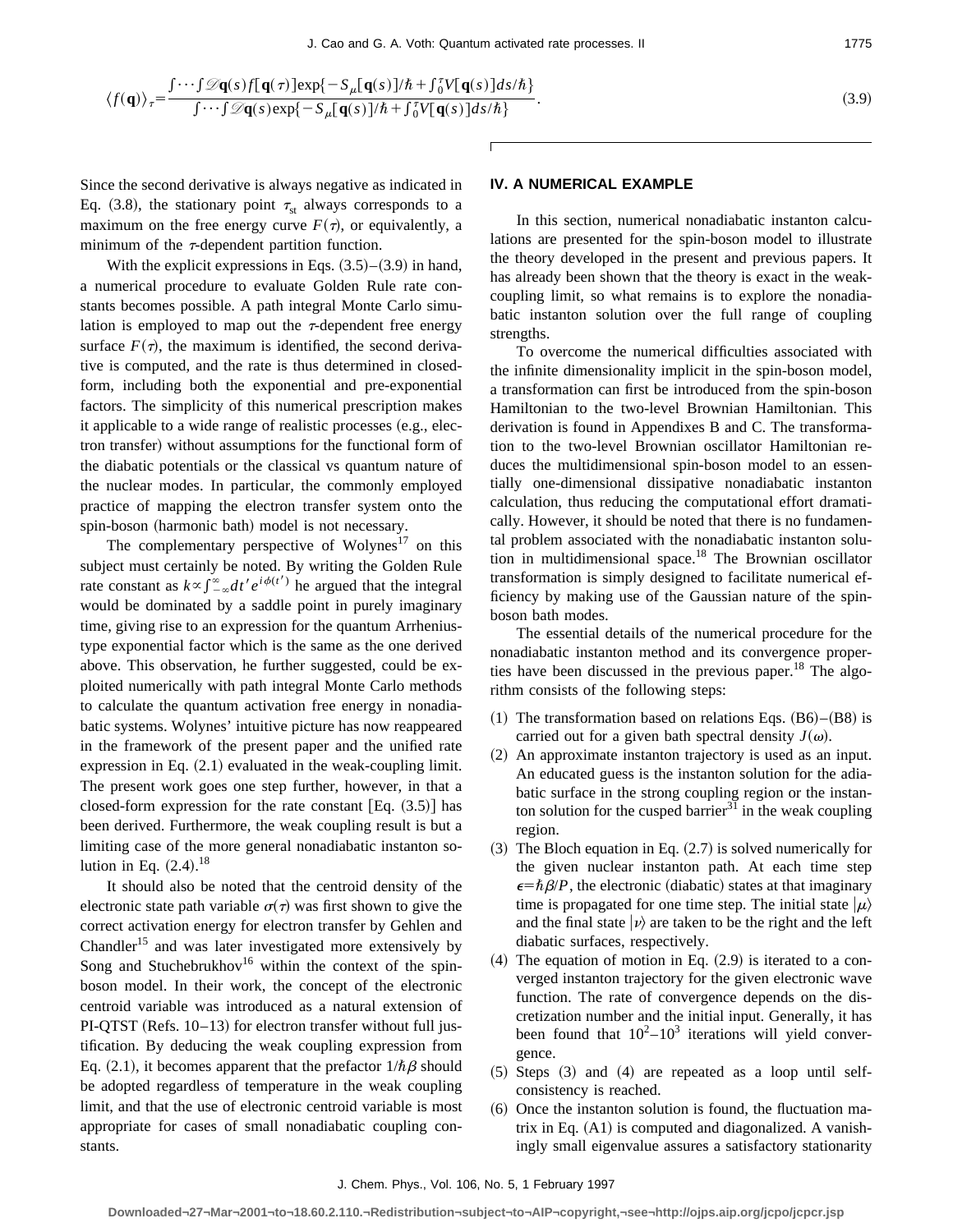$$\langle f(\mathbf{q})\rangle_\tau = \frac{\int\cdots\int \mathscr{D}\mathbf{q}(s) f[\mathbf{q}(\tau)]\exp\{-S_\mu[\mathbf{q}(s)]/\hbar + \int_0^\tau V[\mathbf{q}(s)]ds/\hbar\}}{\int\cdots\int \mathscr{D}\mathbf{q}(s)\exp\{-S_\mu[\mathbf{q}(s)]/\hbar + \int_0^\tau V[\mathbf{q}(s)]ds/\hbar\}}. \tag{3.9}$$

Since the second derivative is always negative as indicated in Eq. (3.8), the stationary point $\tau_{st}$ always corresponds to a maximum on the free energy curve $F(\tau)$, or equivalently, a minimum of the $\tau$-dependent partition function.

With the explicit expressions in Eqs. (3.5)–(3.9) in hand, a numerical procedure to evaluate Golden Rule rate constants becomes possible. A path integral Monte Carlo simulation is employed to map out the $\tau$-dependent free energy surface $F(\tau)$, the maximum is identified, the second derivative is computed, and the rate is thus determined in closed-form, including both the exponential and pre-exponential factors. The simplicity of this numerical prescription makes it applicable to a wide range of realistic processes (e.g., electron transfer) without assumptions for the functional form of the diabatic potentials or the classical vs quantum nature of the nuclear modes. In particular, the commonly employed practice of mapping the electron transfer system onto the spin-boson (harmonic bath) model is not necessary.

The complementary perspective of Wolynes[17] on this subject must certainly be noted. By writing the Golden Rule rate constant as $k \propto \int_{-\infty}^{\infty} dt' e^{i\phi(t')}$ he argued that the integral would be dominated by a saddle point in purely imaginary time, giving rise to an expression for the quantum Arrhenius-type exponential factor which is the same as the one derived above. This observation, he further suggested, could be exploited numerically with path integral Monte Carlo methods to calculate the quantum activation free energy in nonadiabatic systems. Wolynes' intuitive picture has now reappeared in the framework of the present paper and the unified rate expression in Eq. (2.1) evaluated in the weak-coupling limit. The present work goes one step further, however, in that a closed-form expression for the rate constant [Eq. (3.5)] has been derived. Furthermore, the weak coupling result is but a limiting case of the more general nonadiabatic instanton solution in Eq. (2.4).[18]

It should also be noted that the centroid density of the electronic state path variable $\sigma(\tau)$ was first shown to give the correct activation energy for electron transfer by Gehlen and Chandler[15] and was later investigated more extensively by Song and Stuchebrukhov[16] within the context of the spin-boson model. In their work, the concept of the electronic centroid variable was introduced as a natural extension of PI-QTST (Refs. 10–13) for electron transfer without full justification. By deducing the weak coupling expression from Eq. (2.1), it becomes apparent that the prefactor $1/\hbar\beta$ should be adopted regardless of temperature in the weak coupling limit, and that the use of electronic centroid variable is most appropriate for cases of small nonadiabatic coupling constants.

## IV. A NUMERICAL EXAMPLE

In this section, numerical nonadiabatic instanton calculations are presented for the spin-boson model to illustrate the theory developed in the present and previous papers. It has already been shown that the theory is exact in the weak-coupling limit, so what remains is to explore the nonadiabatic instanton solution over the full range of coupling strengths.

To overcome the numerical difficulties associated with the infinite dimensionality implicit in the spin-boson model, a transformation can first be introduced from the spin-boson Hamiltonian to the two-level Brownian Hamiltonian. This derivation is found in Appendixes B and C. The transformation to the two-level Brownian oscillator Hamiltonian reduces the multidimensional spin-boson model to an essentially one-dimensional dissipative nonadiabatic instanton calculation, thus reducing the computational effort dramatically. However, it should be noted that there is no fundamental problem associated with the nonadiabatic instanton solution in multidimensional space.[18] The Brownian oscillator transformation is simply designed to facilitate numerical efficiency by making use of the Gaussian nature of the spin-boson bath modes.

The essential details of the numerical procedure for the nonadiabatic instanton method and its convergence properties have been discussed in the previous paper.[18] The algorithm consists of the following steps:

(1) The transformation based on relations Eqs. (B6)–(B8) is carried out for a given bath spectral density $J(\omega)$.
(2) An approximate instanton trajectory is used as an input. An educated guess is the instanton solution for the adiabatic surface in the strong coupling region or the instanton solution for the cusped barrier[31] in the weak coupling region.
(3) The Bloch equation in Eq. (2.7) is solved numerically for the given nuclear instanton path. At each time step $\epsilon = \hbar\beta/P$, the electronic (diabatic) states at that imaginary time is propagated for one time step. The initial state $|\mu\rangle$ and the final state $|\nu\rangle$ are taken to be the right and the left diabatic surfaces, respectively.
(4) The equation of motion in Eq. (2.9) is iterated to a converged instanton trajectory for the given electronic wave function. The rate of convergence depends on the discretization number and the initial input. Generally, it has been found that $10^2$–$10^3$ iterations will yield convergence.
(5) Steps (3) and (4) are repeated as a loop until self-consistency is reached.
(6) Once the instanton solution is found, the fluctuation matrix in Eq. (A1) is computed and diagonalized. A vanishingly small eigenvalue assures a satisfactory stationarity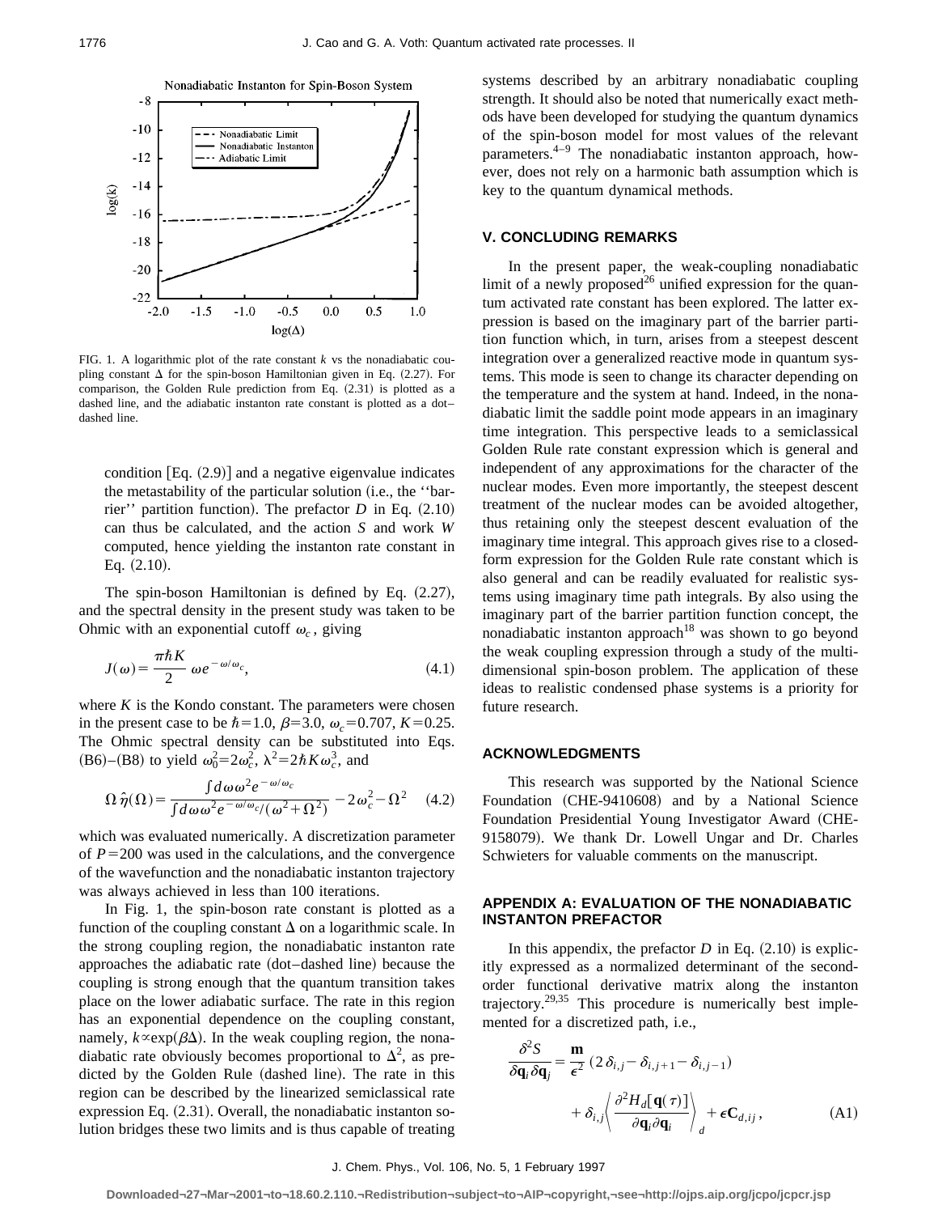FIG. 1. A logarithmic plot of the rate constant $k$ vs the nonadiabatic coupling constant $\Delta$ for the spin-boson Hamiltonian given in Eq. (2.27). For comparison, the Golden Rule prediction from Eq. (2.31) is plotted as a dashed line, and the adiabatic instanton rate constant is plotted as a dot–dashed line.

condition [Eq. (2.9)] and a negative eigenvalue indicates the metastability of the particular solution (i.e., the ''barrier'' partition function). The prefactor $D$ in Eq. (2.10) can thus be calculated, and the action $S$ and work $W$ computed, hence yielding the instanton rate constant in Eq. (2.10).

The spin-boson Hamiltonian is defined by Eq. (2.27), and the spectral density in the present study was taken to be Ohmic with an exponential cutoff $\omega_c$, giving

$$J(\omega)=\frac{\pi\hbar K}{2}\,\omega e^{-\omega/\omega_c}, \tag{4.1}$$

where $K$ is the Kondo constant. The parameters were chosen in the present case to be $\hbar=1.0$, $\beta=3.0$, $\omega_c=0.707$, $K=0.25$. The Ohmic spectral density can be substituted into Eqs. (B6)–(B8) to yield $\omega_0^2=2\omega_c^2$, $\lambda^2=2\hbar K\omega_c^3$, and

$$\Omega\,\hat{\eta}(\Omega)=\frac{\int d\omega\,\omega^2 e^{-\omega/\omega_c}}{\int d\omega\,\omega^2 e^{-\omega/\omega_c}/(\omega^2+\Omega^2)}-2\omega_c^2-\Omega^2 \tag{4.2}$$

which was evaluated numerically. A discretization parameter of $P=200$ was used in the calculations, and the convergence of the wavefunction and the nonadiabatic instanton trajectory was always achieved in less than 100 iterations.

In Fig. 1, the spin-boson rate constant is plotted as a function of the coupling constant $\Delta$ on a logarithmic scale. In the strong coupling region, the nonadiabatic instanton rate approaches the adiabatic rate (dot–dashed line) because the coupling is strong enough that the quantum transition takes place on the lower adiabatic surface. The rate in this region has an exponential dependence on the coupling constant, namely, $k\propto\exp(\beta\Delta)$. In the weak coupling region, the nonadiabatic rate obviously becomes proportional to $\Delta^2$, as predicted by the Golden Rule (dashed line). The rate in this region can be described by the linearized semiclassical rate expression Eq. (2.31). Overall, the nonadiabatic instanton solution bridges these two limits and is thus capable of treating systems described by an arbitrary nonadiabatic coupling strength. It should also be noted that numerically exact methods have been developed for studying the quantum dynamics of the spin-boson model for most values of the relevant parameters.[4–9] The nonadiabatic instanton approach, however, does not rely on a harmonic bath assumption which is key to the quantum dynamical methods.

## V. CONCLUDING REMARKS

In the present paper, the weak-coupling nonadiabatic limit of a newly proposed[26] unified expression for the quantum activated rate constant has been explored. The latter expression is based on the imaginary part of the barrier partition function which, in turn, arises from a steepest descent integration over a generalized reactive mode in quantum systems. This mode is seen to change its character depending on the temperature and the system at hand. Indeed, in the nonadiabatic limit the saddle point mode appears in an imaginary time integration. This perspective leads to a semiclassical Golden Rule rate constant expression which is general and independent of any approximations for the character of the nuclear modes. Even more importantly, the steepest descent treatment of the nuclear modes can be avoided altogether, thus retaining only the steepest descent evaluation of the imaginary time integral. This approach gives rise to a closed-form expression for the Golden Rule rate constant which is also general and can be readily evaluated for realistic systems using imaginary time path integrals. By also using the imaginary part of the barrier partition function concept, the nonadiabatic instanton approach[18] was shown to go beyond the weak coupling expression through a study of the multidimensional spin-boson problem. The application of these ideas to realistic condensed phase systems is a priority for future research.

## ACKNOWLEDGMENTS

This research was supported by the National Science Foundation (CHE-9410608) and by a National Science Foundation Presidential Young Investigator Award (CHE-9158079). We thank Dr. Lowell Ungar and Dr. Charles Schwieters for valuable comments on the manuscript.

## APPENDIX A: EVALUATION OF THE NONADIABATIC INSTANTON PREFACTOR

In this appendix, the prefactor $D$ in Eq. (2.10) is explicitly expressed as a normalized determinant of the second-order functional derivative matrix along the instanton trajectory.[29,35] This procedure is numerically best implemented for a discretized path, i.e.,

$$\frac{\delta^2 S}{\delta\mathbf{q}_i\delta\mathbf{q}_j}=\frac{\mathbf{m}}{\epsilon^2}\,(2\delta_{i,j}-\delta_{i,j+1}-\delta_{i,j-1})+\delta_{i,j}\left\langle\frac{\partial^2 H_d[\mathbf{q}(\tau)]}{\partial\mathbf{q}_i\partial\mathbf{q}_i}\right\rangle_d+\epsilon\mathbf{C}_{d,ij}, \tag{A1}$$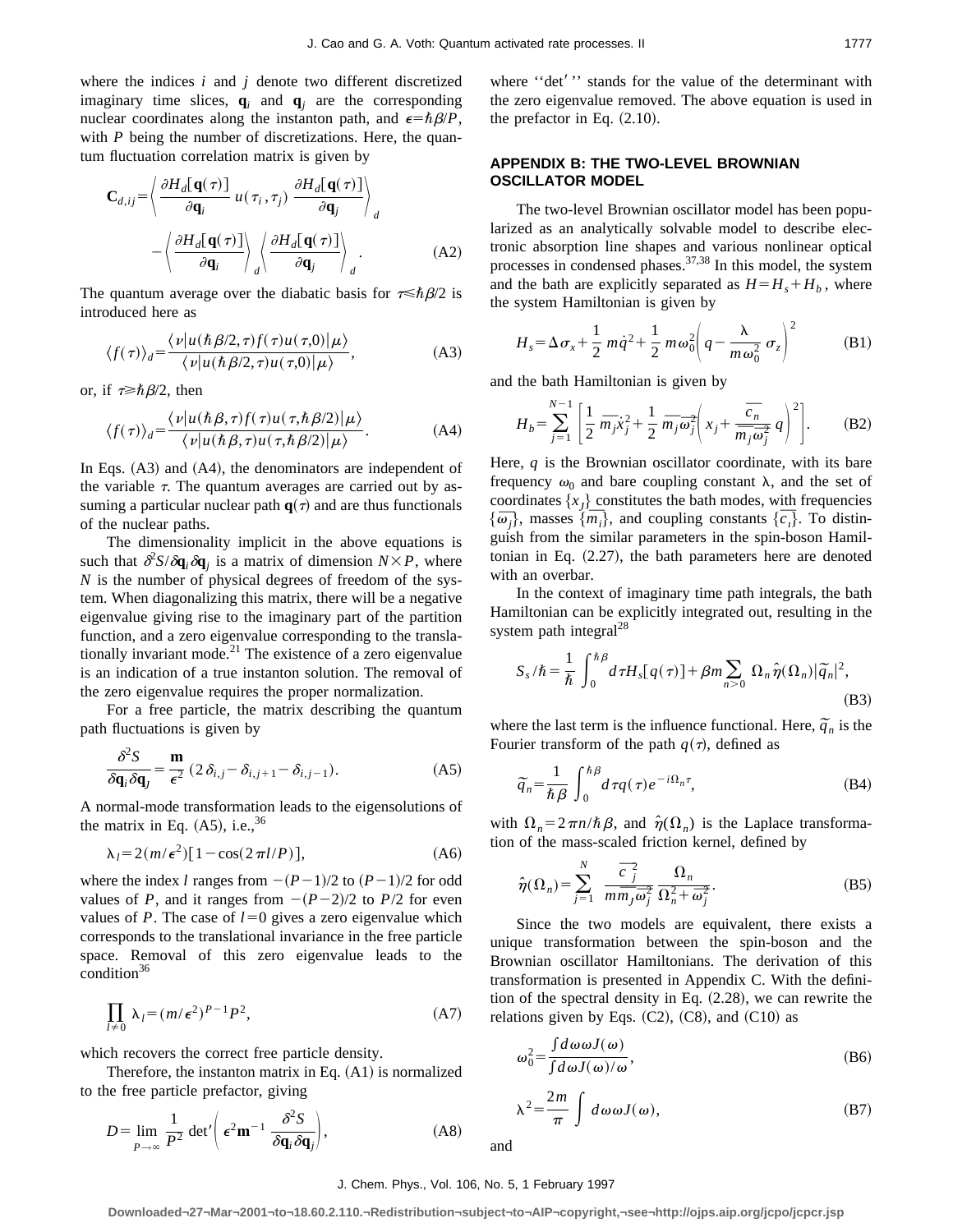where the indices $i$ and $j$ denote two different discretized imaginary time slices, $\mathbf{q}_i$ and $\mathbf{q}_j$ are the corresponding nuclear coordinates along the instanton path, and $\epsilon = \hbar\beta/P$, with $P$ being the number of discretizations. Here, the quantum fluctuation correlation matrix is given by

$$\mathbf{C}_{d,ij} = \left\langle \frac{\partial H_d[\mathbf{q}(\tau)]}{\partial \mathbf{q}_i} u(\tau_i, \tau_j) \frac{\partial H_d[\mathbf{q}(\tau)]}{\partial \mathbf{q}_j} \right\rangle_d - \left\langle \frac{\partial H_d[\mathbf{q}(\tau)]}{\partial \mathbf{q}_i} \right\rangle_d \left\langle \frac{\partial H_d[\mathbf{q}(\tau)]}{\partial \mathbf{q}_j} \right\rangle_d . \tag{A2}$$

The quantum average over the diabatic basis for $\tau \leqslant \hbar\beta/2$ is introduced here as

$$\langle f(\tau) \rangle_d = \frac{\langle \nu | u(\hbar\beta/2, \tau) f(\tau) u(\tau, 0) | \mu \rangle}{\langle \nu | u(\hbar\beta/2, \tau) u(\tau, 0) | \mu \rangle}, \tag{A3}$$

or, if $\tau \geqslant \hbar\beta/2$, then

$$\langle f(\tau) \rangle_d = \frac{\langle \nu | u(\hbar\beta, \tau) f(\tau) u(\tau, \hbar\beta/2) | \mu \rangle}{\langle \nu | u(\hbar\beta, \tau) u(\tau, \hbar\beta/2) | \mu \rangle}. \tag{A4}$$

In Eqs. (A3) and (A4), the denominators are independent of the variable $\tau$. The quantum averages are carried out by assuming a particular nuclear path $\mathbf{q}(\tau)$ and are thus functionals of the nuclear paths.

The dimensionality implicit in the above equations is such that $\delta^2 S/\delta \mathbf{q}_i \delta \mathbf{q}_j$ is a matrix of dimension $N \times P$, where $N$ is the number of physical degrees of freedom of the system. When diagonalizing this matrix, there will be a negative eigenvalue giving rise to the imaginary part of the partition function, and a zero eigenvalue corresponding to the translationally invariant mode.[21] The existence of a zero eigenvalue is an indication of a true instanton solution. The removal of the zero eigenvalue requires the proper normalization.

For a free particle, the matrix describing the quantum path fluctuations is given by

$$\frac{\delta^2 S}{\delta \mathbf{q}_i \delta \mathbf{q}_J} = \frac{\mathbf{m}}{\epsilon^2} (2\delta_{i,j} - \delta_{i,j+1} - \delta_{i,j-1}). \tag{A5}$$

A normal-mode transformation leads to the eigensolutions of the matrix in Eq. (A5), i.e.,[36]

$$\lambda_l = 2(m/\epsilon^2)[1 - \cos(2\pi l/P)], \tag{A6}$$

where the index $l$ ranges from $-(P-1)/2$ to $(P-1)/2$ for odd values of $P$, and it ranges from $-(P-2)/2$ to $P/2$ for even values of $P$. The case of $l=0$ gives a zero eigenvalue which corresponds to the translational invariance in the free particle space. Removal of this zero eigenvalue leads to the condition[36]

$$\prod_{l \neq 0} \lambda_l = (m/\epsilon^2)^{P-1} P^2, \tag{A7}$$

which recovers the correct free particle density.

Therefore, the instanton matrix in Eq. (A1) is normalized to the free particle prefactor, giving

$$D = \lim_{P \to \infty} \frac{1}{P^2} \det{}' \left( \epsilon^2 \mathbf{m}^{-1} \frac{\delta^2 S}{\delta \mathbf{q}_i \delta \mathbf{q}_j} \right), \tag{A8}$$

where "det′" stands for the value of the determinant with the zero eigenvalue removed. The above equation is used in the prefactor in Eq. (2.10).

## APPENDIX B: THE TWO-LEVEL BROWNIAN OSCILLATOR MODEL

The two-level Brownian oscillator model has been popularized as an analytically solvable model to describe electronic absorption line shapes and various nonlinear optical processes in condensed phases.[37,38] In this model, the system and the bath are explicitly separated as $H = H_s + H_b$, where the system Hamiltonian is given by

$$H_s = \Delta \sigma_x + \frac{1}{2} m \dot{q}^2 + \frac{1}{2} m \omega_0^2 \left( q - \frac{\lambda}{m \omega_0^2} \sigma_z \right)^2 \tag{B1}$$

and the bath Hamiltonian is given by

$$H_b = \sum_{j=1}^{N-1} \left[ \frac{1}{2} \overline{m}_j \dot{x}_j^2 + \frac{1}{2} \overline{m}_j \overline{\omega}_j^2 \left( x_j + \frac{\overline{c}_n}{\overline{m}_j \overline{\omega}_j^2} q \right)^2 \right]. \tag{B2}$$

Here, $q$ is the Brownian oscillator coordinate, with its bare frequency $\omega_0$ and bare coupling constant $\lambda$, and the set of coordinates $\{x_J\}$ constitutes the bath modes, with frequencies $\{\overline{\omega}_j\}$, masses $\{\overline{m}_i\}$, and coupling constants $\{\overline{c}_i\}$. To distinguish from the similar parameters in the spin-boson Hamiltonian in Eq. (2.27), the bath parameters here are denoted with an overbar.

In the context of imaginary time path integrals, the bath Hamiltonian can be explicitly integrated out, resulting in the system path integral[28]

$$S_s/\hbar = \frac{1}{\hbar} \int_0^{\hbar\beta} d\tau H_s[q(\tau)] + \beta m \sum_{n>0} \Omega_n \hat{\eta}(\Omega_n) |\tilde{q}_n|^2, \tag{B3}$$

where the last term is the influence functional. Here, $\tilde{q}_n$ is the Fourier transform of the path $q(\tau)$, defined as

$$\tilde{q}_n = \frac{1}{\hbar\beta} \int_0^{\hbar\beta} d\tau q(\tau) e^{-i\Omega_n \tau}, \tag{B4}$$

with $\Omega_n = 2\pi n/\hbar\beta$, and $\hat{\eta}(\Omega_n)$ is the Laplace transformation of the mass-scaled friction kernel, defined by

$$\hat{\eta}(\Omega_n) = \sum_{j=1}^{N} \frac{\overline{c}_j^2}{m \overline{m}_J \overline{\omega}_j^2} \frac{\Omega_n}{\Omega_n^2 + \overline{\omega}_j^2}. \tag{B5}$$

Since the two models are equivalent, there exists a unique transformation between the spin-boson and the Brownian oscillator Hamiltonians. The derivation of this transformation is presented in Appendix C. With the definition of the spectral density in Eq. (2.28), we can rewrite the relations given by Eqs. (C2), (C8), and (C10) as

$$\omega_0^2 = \frac{\int d\omega \omega J(\omega)}{\int d\omega J(\omega)/\omega}, \tag{B6}$$

$$\lambda^2 = \frac{2m}{\pi} \int d\omega \omega J(\omega), \tag{B7}$$

and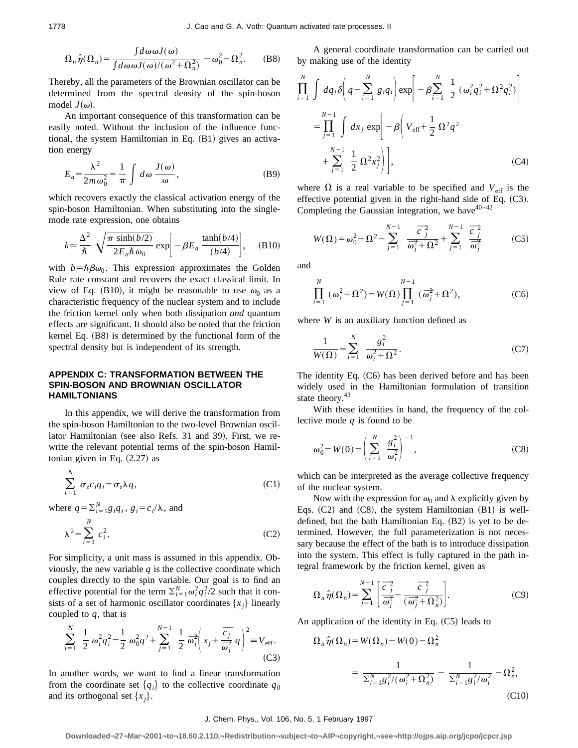$$\Omega_n \hat{\eta}(\Omega_n) = \frac{\int d\omega\, \omega J(\omega)}{\int d\omega\, \omega J(\omega)/(\omega^2+\Omega_n^2)} - \omega_0^2 - \Omega_n^2. \tag{B8}$$

Thereby, all the parameters of the Brownian oscillator can be determined from the spectral density of the spin-boson model $J(\omega)$.

An important consequence of this transformation can be easily noted. Without the inclusion of the influence functional, the system Hamiltonian in Eq. (B1) gives an activation energy

$$E_a = \frac{\lambda^2}{2m\omega_0^2} = \frac{1}{\pi}\int d\omega\, \frac{J(\omega)}{\omega}, \tag{B9}$$

which recovers exactly the classical activation energy of the spin-boson Hamiltonian. When substituting into the single-mode rate expression, one obtains

$$k \simeq \frac{\Delta^2}{\hbar}\sqrt{\frac{\pi \sinh(b/2)}{2E_a \hbar \omega_0}} \exp\left[-\beta E_a \frac{\tanh(b/4)}{(b/4)}\right], \tag{B10}$$

with $b = \hbar\beta\omega_0$. This expression approximates the Golden Rule rate constant and recovers the exact classical limit. In view of Eq. (B10), it might be reasonable to use $\omega_0$ as a characteristic frequency of the nuclear system and to include the friction kernel only when both dissipation *and* quantum effects are significant. It should also be noted that the friction kernel Eq. (B8) is determined by the functional form of the spectral density but is independent of its strength.

## APPENDIX C: TRANSFORMATION BETWEEN THE SPIN-BOSON AND BROWNIAN OSCILLATOR HAMILTONIANS

In this appendix, we will derive the transformation from the spin-boson Hamiltonian to the two-level Brownian oscillator Hamiltonian (see also Refs. 31 and 39). First, we rewrite the relevant potential terms of the spin-boson Hamiltonian given in Eq. (2.27) as

$$\sum_{i=1}^{N} \sigma_z c_i q_i = \sigma_z \lambda q, \tag{C1}$$

where $q = \sum_{i=1}^{N} g_i q_i$, $g_i = c_i/\lambda$, and

$$\lambda^2 = \sum_{i=1}^{N} c_i^2. \tag{C2}$$

For simplicity, a unit mass is assumed in this appendix. Obviously, the new variable $q$ is the collective coordinate which couples directly to the spin variable. Our goal is to find an effective potential for the term $\sum_{i=1}^{N}\omega_i^2 q_i^2/2$ such that it consists of a set of harmonic oscillator coordinates $\{x_j\}$ linearly coupled to $q$, that is

$$\sum_{i=1}^{N} \frac{1}{2}\omega_i^2 q_i^2 = \frac{1}{2}\omega_0^2 q^2 + \sum_{j=1}^{N-1} \frac{1}{2}\overline{\omega}_j^2 \left(x_j + \frac{\overline{c}_j}{\overline{\omega}_j^2} q\right)^2 \equiv V_{\text{eff}}. \tag{C3}$$

In another words, we want to find a linear transformation from the coordinate set $\{q_i\}$ to the collective coordinate $q_0$ and its orthogonal set $\{x_j\}$.

A general coordinate transformation can be carried out by making use of the identity

$$\begin{aligned}
&\prod_{i=1}^{N} \int dq_i\, \delta\left(q - \sum_{i=1}^{N} g_i q_i\right) \exp\left[-\beta \sum_{i=1}^{N} \frac{1}{2}(\omega_i^2 q_i^2 + \Omega^2 q_i^2)\right] \\
&= \prod_{j=1}^{N-1} \int dx_j \exp\left[-\beta\left(V_{\text{eff}} + \frac{1}{2}\Omega^2 q^2 + \sum_{j=1}^{N-1} \frac{1}{2}\Omega^2 x_j^2\right)\right],
\end{aligned} \tag{C4}$$

where $\Omega$ is a real variable to be specified and $V_{\text{eff}}$ is the effective potential given in the right-hand side of Eq. (C3). Completing the Gaussian integration, we have[40–42]

$$W(\Omega) = \omega_0^2 + \Omega^2 - \sum_{j=1}^{N-1} \frac{\overline{c}_j^2}{\overline{\omega}_j^2 + \Omega^2} + \sum_{j=1}^{N-1} \frac{\overline{c}_j^2}{\overline{\omega}_j^2} \tag{C5}$$

and

$$\prod_{i=1}^{N} (\omega_i^2 + \Omega^2) = W(\Omega) \prod_{j=1}^{N-1} (\overline{\omega}_j^2 + \Omega^2), \tag{C6}$$

where $W$ is an auxiliary function defined as

$$\frac{1}{W(\Omega)} = \sum_{i=1}^{N} \frac{g_i^2}{\omega_i^2 + \Omega^2}. \tag{C7}$$

The identity Eq. (C6) has been derived before and has been widely used in the Hamiltonian formulation of transition state theory.[43]

With these identities in hand, the frequency of the collective mode $q$ is found to be

$$\omega_0^2 = W(0) = \left(\sum_{i=1}^{N} \frac{g_i^2}{\omega_i^2}\right)^{-1}, \tag{C8}$$

which can be interpreted as the average collective frequency of the nuclear system.

Now with the expression for $\omega_0$ and $\lambda$ explicitly given by Eqs. (C2) and (C8), the system Hamiltonian (B1) is well-defined, but the bath Hamiltonian Eq. (B2) is yet to be determined. However, the full parameterization is not necessary because the effect of the bath is to introduce dissipation into the system. This effect is fully captured in the path integral framework by the friction kernel, given as

$$\Omega_n \hat{\eta}(\Omega_n) = \sum_{j=1}^{N-1} \left[\frac{\overline{c}_j^2}{\overline{\omega}_j^2} - \frac{\overline{c}_j^2}{(\overline{\omega}_j^2 + \Omega_n^2)}\right]. \tag{C9}$$

An application of the identity in Eq. (C5) leads to

$$\begin{aligned}
\Omega_n \hat{\eta}(\Omega_n) &= W(\Omega_n) - W(0) - \Omega_n^2 \\
&= \frac{1}{\sum_{i=1}^{N} g_i^2/(\omega_i^2 + \Omega_n^2)} - \frac{1}{\sum_{i=1}^{N} g_i^2/\omega_i^2} - \Omega_n^2,
\end{aligned} \tag{C10}$$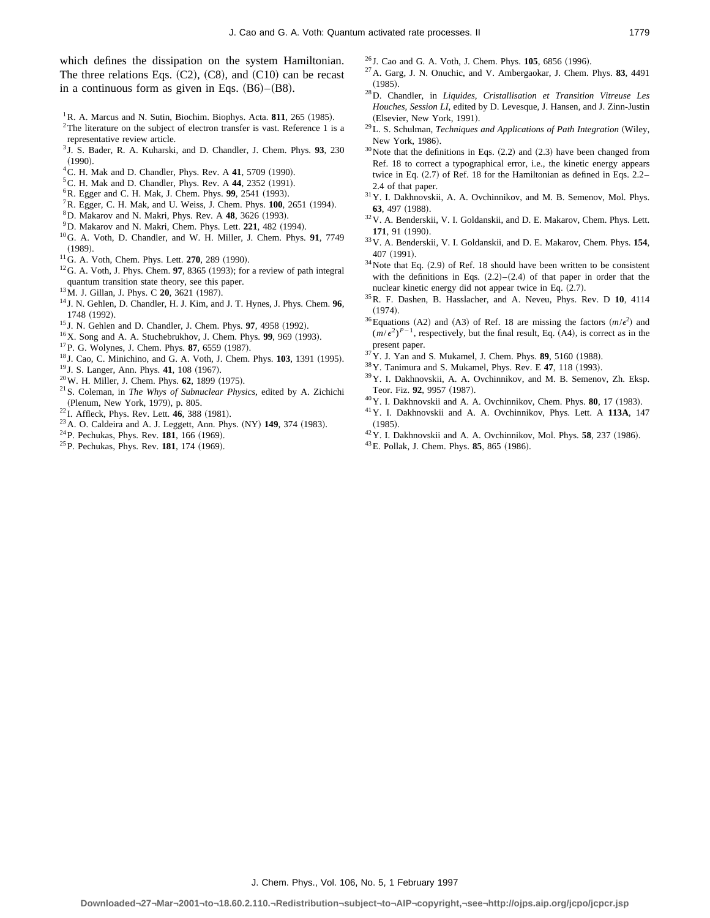which defines the dissipation on the system Hamiltonian. The three relations Eqs. (C2), (C8), and (C10) can be recast in a continuous form as given in Eqs. (B6)–(B8).

[1] R. A. Marcus and N. Sutin, Biochim. Biophys. Acta. **811**, 265 (1985).

[2] The literature on the subject of electron transfer is vast. Reference 1 is a representative review article.

[3] J. S. Bader, R. A. Kuharski, and D. Chandler, J. Chem. Phys. **93**, 230 (1990).

[4] C. H. Mak and D. Chandler, Phys. Rev. A **41**, 5709 (1990).

[5] C. H. Mak and D. Chandler, Phys. Rev. A **44**, 2352 (1991).

[6] R. Egger and C. H. Mak, J. Chem. Phys. **99**, 2541 (1993).

[7] R. Egger, C. H. Mak, and U. Weiss, J. Chem. Phys. **100**, 2651 (1994).

[8] D. Makarov and N. Makri, Phys. Rev. A **48**, 3626 (1993).

[9] D. Makarov and N. Makri, Chem. Phys. Lett. **221**, 482 (1994).

[10] G. A. Voth, D. Chandler, and W. H. Miller, J. Chem. Phys. **91**, 7749 (1989).

[11] G. A. Voth, Chem. Phys. Lett. **270**, 289 (1990).

[12] G. A. Voth, J. Phys. Chem. **97**, 8365 (1993); for a review of path integral quantum transition state theory, see this paper.

[13] M. J. Gillan, J. Phys. C **20**, 3621 (1987).

[14] J. N. Gehlen, D. Chandler, H. J. Kim, and J. T. Hynes, J. Phys. Chem. **96**, 1748 (1992).

[15] J. N. Gehlen and D. Chandler, J. Chem. Phys. **97**, 4958 (1992).

[16] X. Song and A. A. Stuchebrukhov, J. Chem. Phys. **99**, 969 (1993).

[17] P. G. Wolynes, J. Chem. Phys. **87**, 6559 (1987).

[18] J. Cao, C. Minichino, and G. A. Voth, J. Chem. Phys. **103**, 1391 (1995).

[19] J. S. Langer, Ann. Phys. **41**, 108 (1967).

[20] W. H. Miller, J. Chem. Phys. **62**, 1899 (1975).

[21] S. Coleman, in *The Whys of Subnuclear Physics*, edited by A. Zichichi (Plenum, New York, 1979), p. 805.

[22] I. Affleck, Phys. Rev. Lett. **46**, 388 (1981).

[23] A. O. Caldeira and A. J. Leggett, Ann. Phys. (NY) **149**, 374 (1983).

[24] P. Pechukas, Phys. Rev. **181**, 166 (1969).

[25] P. Pechukas, Phys. Rev. **181**, 174 (1969).

[26] J. Cao and G. A. Voth, J. Chem. Phys. **105**, 6856 (1996).

[27] A. Garg, J. N. Onuchic, and V. Ambergaokar, J. Chem. Phys. **83**, 4491 (1985).

[28] D. Chandler, in *Liquides, Cristallisation et Transition Vitreuse Les Houches, Session LI*, edited by D. Levesque, J. Hansen, and J. Zinn-Justin (Elsevier, New York, 1991).

[29] L. S. Schulman, *Techniques and Applications of Path Integration* (Wiley, New York, 1986).

[30] Note that the definitions in Eqs. (2.2) and (2.3) have been changed from Ref. 18 to correct a typographical error, i.e., the kinetic energy appears twice in Eq. (2.7) of Ref. 18 for the Hamiltonian as defined in Eqs. 2.2–2.4 of that paper.

[31] Y. I. Dakhnovskii, A. A. Ovchinnikov, and M. B. Semenov, Mol. Phys. **63**, 497 (1988).

[32] V. A. Benderskii, V. I. Goldanskii, and D. E. Makarov, Chem. Phys. Lett. **171**, 91 (1990).

[33] V. A. Benderskii, V. I. Goldanskii, and D. E. Makarov, Chem. Phys. **154**, 407 (1991).

[34] Note that Eq. (2.9) of Ref. 18 should have been written to be consistent with the definitions in Eqs. (2.2)–(2.4) of that paper in order that the nuclear kinetic energy did not appear twice in Eq. (2.7).

[35] R. F. Dashen, B. Hasslacher, and A. Neveu, Phys. Rev. D **10**, 4114 (1974).

[36] Equations (A2) and (A3) of Ref. 18 are missing the factors $(m/\epsilon^2)$ and $(m/\epsilon^2)^{P-1}$, respectively, but the final result, Eq. (A4), is correct as in the present paper.

[37] Y. J. Yan and S. Mukamel, J. Chem. Phys. **89**, 5160 (1988).

[38] Y. Tanimura and S. Mukamel, Phys. Rev. E **47**, 118 (1993).

[39] Y. I. Dakhnovskii, A. A. Ovchinnikov, and M. B. Semenov, Zh. Eksp. Teor. Fiz. **92**, 9957 (1987).

[40] Y. I. Dakhnovskii and A. A. Ovchinnikov, Chem. Phys. **80**, 17 (1983).

[41] Y. I. Dakhnovskii and A. A. Ovchinnikov, Phys. Lett. A **113A**, 147 (1985).

[42] Y. I. Dakhnovskii and A. A. Ovchinnikov, Mol. Phys. **58**, 237 (1986).

[43] E. Pollak, J. Chem. Phys. **85**, 865 (1986).